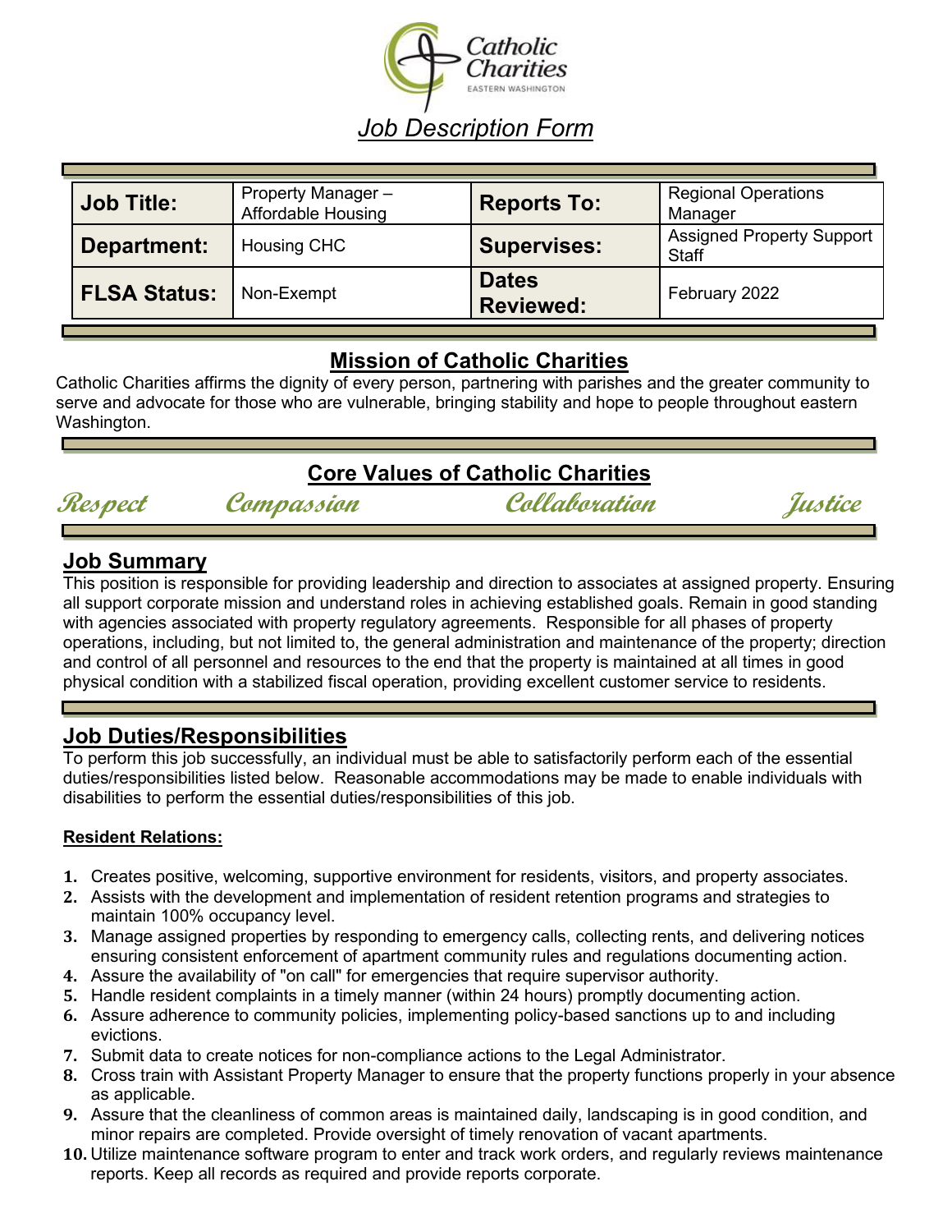Catholic Charities
EASTERN WASHINGTON

# *Job Description Form*

| **Job Title:** | Property Manager – Affordable Housing | **Reports To:** | Regional Operations Manager |
|---|---|---|---|
| **Department:** | Housing CHC | **Supervises:** | Assigned Property Support Staff |
| **FLSA Status:** | Non-Exempt | **Dates Reviewed:** | February 2022 |

## Mission of Catholic Charities

Catholic Charities affirms the dignity of every person, partnering with parishes and the greater community to serve and advocate for those who are vulnerable, bringing stability and hope to people throughout eastern Washington.

## Core Values of Catholic Charities

*Respect* *Compassion* *Collaboration* *Justice*

## Job Summary

This position is responsible for providing leadership and direction to associates at assigned property. Ensuring all support corporate mission and understand roles in achieving established goals. Remain in good standing with agencies associated with property regulatory agreements. Responsible for all phases of property operations, including, but not limited to, the general administration and maintenance of the property; direction and control of all personnel and resources to the end that the property is maintained at all times in good physical condition with a stabilized fiscal operation, providing excellent customer service to residents.

## Job Duties/Responsibilities

To perform this job successfully, an individual must be able to satisfactorily perform each of the essential duties/responsibilities listed below. Reasonable accommodations may be made to enable individuals with disabilities to perform the essential duties/responsibilities of this job.

**Resident Relations:**

1. Creates positive, welcoming, supportive environment for residents, visitors, and property associates.
2. Assists with the development and implementation of resident retention programs and strategies to maintain 100% occupancy level.
3. Manage assigned properties by responding to emergency calls, collecting rents, and delivering notices ensuring consistent enforcement of apartment community rules and regulations documenting action.
4. Assure the availability of "on call" for emergencies that require supervisor authority.
5. Handle resident complaints in a timely manner (within 24 hours) promptly documenting action.
6. Assure adherence to community policies, implementing policy-based sanctions up to and including evictions.
7. Submit data to create notices for non-compliance actions to the Legal Administrator.
8. Cross train with Assistant Property Manager to ensure that the property functions properly in your absence as applicable.
9. Assure that the cleanliness of common areas is maintained daily, landscaping is in good condition, and minor repairs are completed. Provide oversight of timely renovation of vacant apartments.
10. Utilize maintenance software program to enter and track work orders, and regularly reviews maintenance reports. Keep all records as required and provide reports corporate.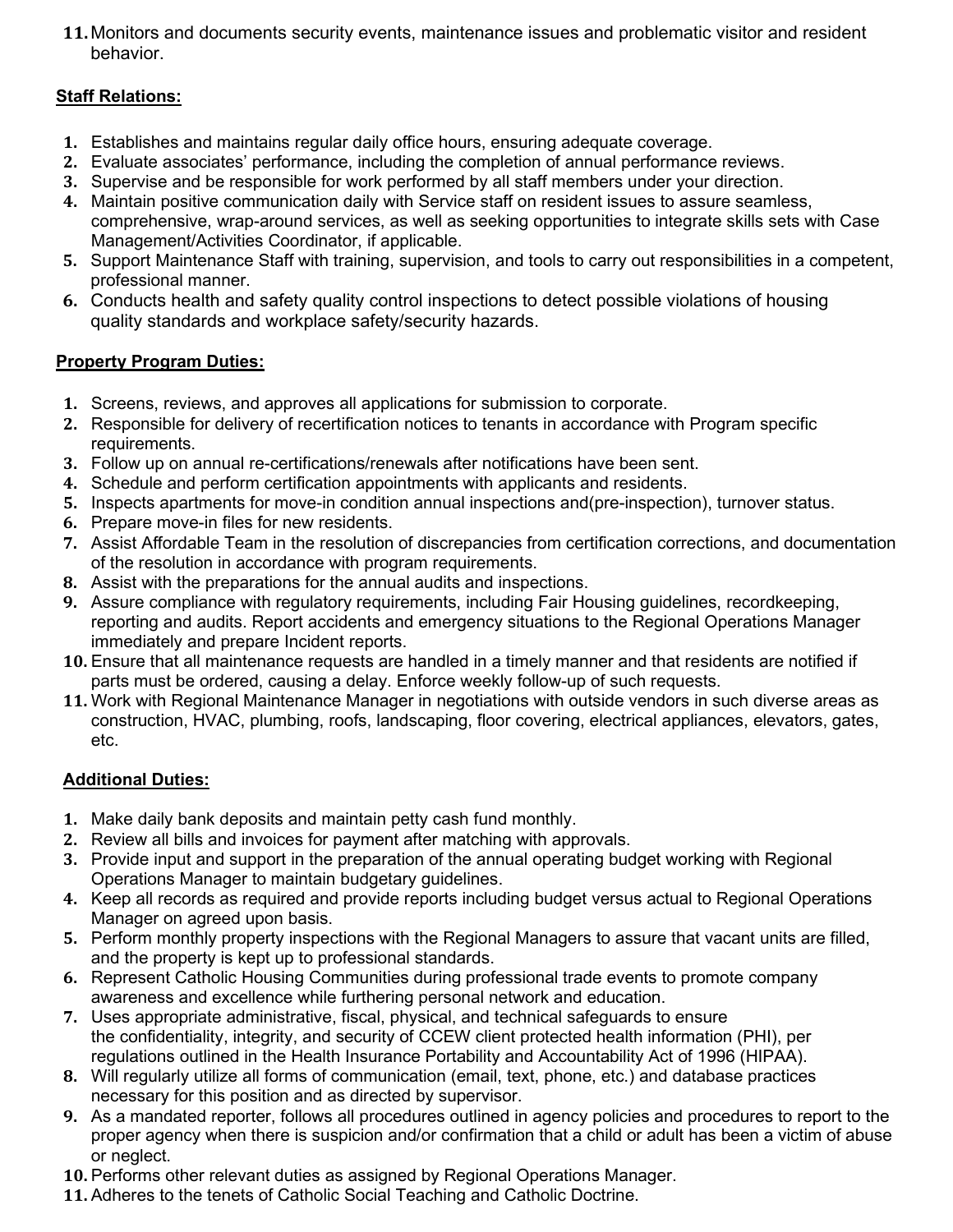11. Monitors and documents security events, maintenance issues and problematic visitor and resident behavior.

**Staff Relations:**

1. Establishes and maintains regular daily office hours, ensuring adequate coverage.
2. Evaluate associates' performance, including the completion of annual performance reviews.
3. Supervise and be responsible for work performed by all staff members under your direction.
4. Maintain positive communication daily with Service staff on resident issues to assure seamless, comprehensive, wrap-around services, as well as seeking opportunities to integrate skills sets with Case Management/Activities Coordinator, if applicable.
5. Support Maintenance Staff with training, supervision, and tools to carry out responsibilities in a competent, professional manner.
6. Conducts health and safety quality control inspections to detect possible violations of housing quality standards and workplace safety/security hazards.

**Property Program Duties:**

1. Screens, reviews, and approves all applications for submission to corporate.
2. Responsible for delivery of recertification notices to tenants in accordance with Program specific requirements.
3. Follow up on annual re-certifications/renewals after notifications have been sent.
4. Schedule and perform certification appointments with applicants and residents.
5. Inspects apartments for move-in condition annual inspections and(pre-inspection), turnover status.
6. Prepare move-in files for new residents.
7. Assist Affordable Team in the resolution of discrepancies from certification corrections, and documentation of the resolution in accordance with program requirements.
8. Assist with the preparations for the annual audits and inspections.
9. Assure compliance with regulatory requirements, including Fair Housing guidelines, recordkeeping, reporting and audits. Report accidents and emergency situations to the Regional Operations Manager immediately and prepare Incident reports.
10. Ensure that all maintenance requests are handled in a timely manner and that residents are notified if parts must be ordered, causing a delay. Enforce weekly follow-up of such requests.
11. Work with Regional Maintenance Manager in negotiations with outside vendors in such diverse areas as construction, HVAC, plumbing, roofs, landscaping, floor covering, electrical appliances, elevators, gates, etc.

**Additional Duties:**

1. Make daily bank deposits and maintain petty cash fund monthly.
2. Review all bills and invoices for payment after matching with approvals.
3. Provide input and support in the preparation of the annual operating budget working with Regional Operations Manager to maintain budgetary guidelines.
4. Keep all records as required and provide reports including budget versus actual to Regional Operations Manager on agreed upon basis.
5. Perform monthly property inspections with the Regional Managers to assure that vacant units are filled, and the property is kept up to professional standards.
6. Represent Catholic Housing Communities during professional trade events to promote company awareness and excellence while furthering personal network and education.
7. Uses appropriate administrative, fiscal, physical, and technical safeguards to ensure the confidentiality, integrity, and security of CCEW client protected health information (PHI), per regulations outlined in the Health Insurance Portability and Accountability Act of 1996 (HIPAA).
8. Will regularly utilize all forms of communication (email, text, phone, etc.) and database practices necessary for this position and as directed by supervisor.
9. As a mandated reporter, follows all procedures outlined in agency policies and procedures to report to the proper agency when there is suspicion and/or confirmation that a child or adult has been a victim of abuse or neglect.
10. Performs other relevant duties as assigned by Regional Operations Manager.
11. Adheres to the tenets of Catholic Social Teaching and Catholic Doctrine.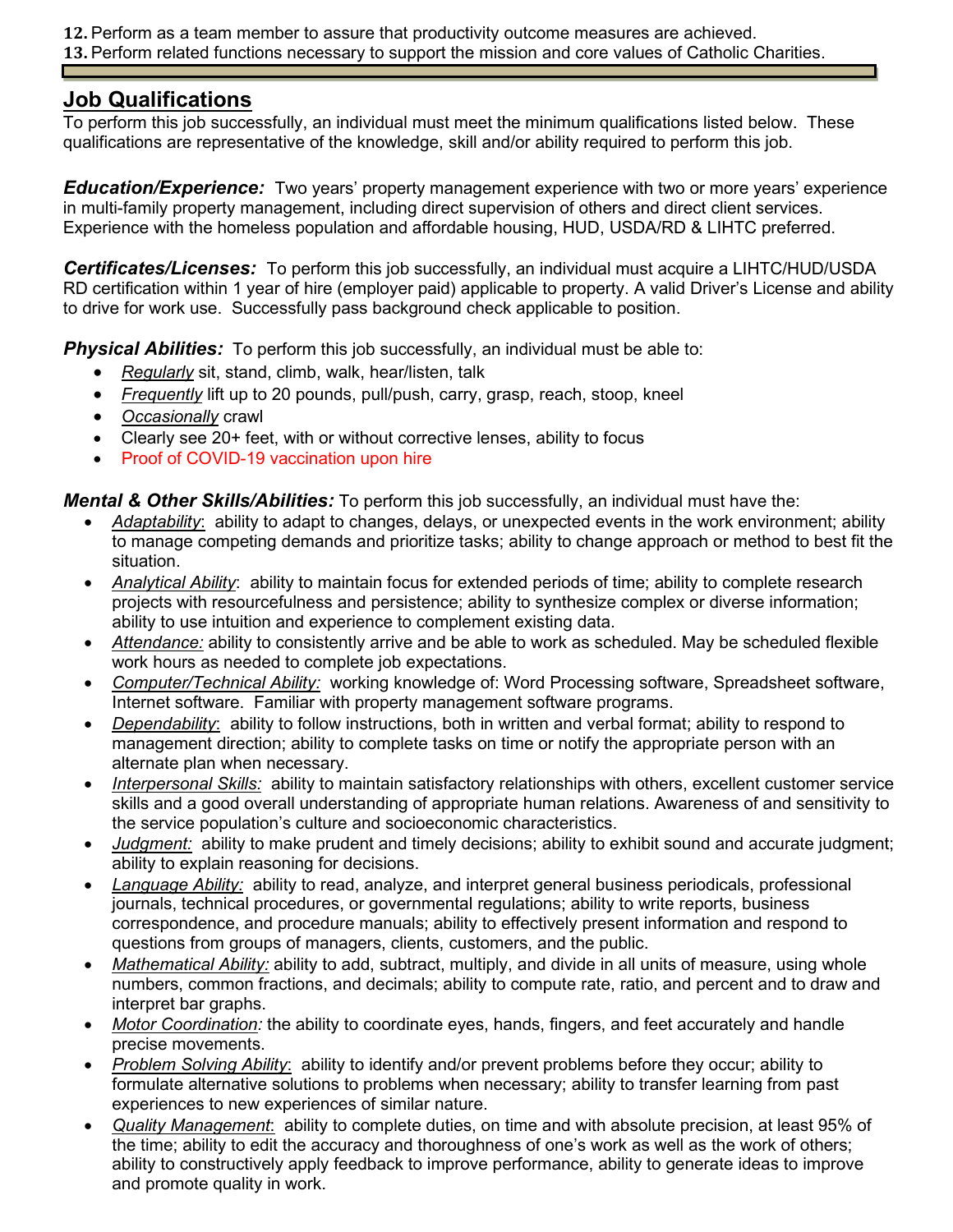12. Perform as a team member to assure that productivity outcome measures are achieved.
13. Perform related functions necessary to support the mission and core values of Catholic Charities.

## Job Qualifications

To perform this job successfully, an individual must meet the minimum qualifications listed below. These qualifications are representative of the knowledge, skill and/or ability required to perform this job.

***Education/Experience:*** Two years' property management experience with two or more years' experience in multi-family property management, including direct supervision of others and direct client services. Experience with the homeless population and affordable housing, HUD, USDA/RD & LIHTC preferred.

***Certificates/Licenses:*** To perform this job successfully, an individual must acquire a LIHTC/HUD/USDA RD certification within 1 year of hire (employer paid) applicable to property. A valid Driver's License and ability to drive for work use. Successfully pass background check applicable to position.

***Physical Abilities:*** To perform this job successfully, an individual must be able to:

- *Regularly* sit, stand, climb, walk, hear/listen, talk
- *Frequently* lift up to 20 pounds, pull/push, carry, grasp, reach, stoop, kneel
- *Occasionally* crawl
- Clearly see 20+ feet, with or without corrective lenses, ability to focus
- Proof of COVID-19 vaccination upon hire

***Mental & Other Skills/Abilities:*** To perform this job successfully, an individual must have the:

- *Adaptability*: ability to adapt to changes, delays, or unexpected events in the work environment; ability to manage competing demands and prioritize tasks; ability to change approach or method to best fit the situation.
- *Analytical Ability*: ability to maintain focus for extended periods of time; ability to complete research projects with resourcefulness and persistence; ability to synthesize complex or diverse information; ability to use intuition and experience to complement existing data.
- *Attendance:* ability to consistently arrive and be able to work as scheduled. May be scheduled flexible work hours as needed to complete job expectations.
- *Computer/Technical Ability:* working knowledge of: Word Processing software, Spreadsheet software, Internet software. Familiar with property management software programs.
- *Dependability*: ability to follow instructions, both in written and verbal format; ability to respond to management direction; ability to complete tasks on time or notify the appropriate person with an alternate plan when necessary.
- *Interpersonal Skills:* ability to maintain satisfactory relationships with others, excellent customer service skills and a good overall understanding of appropriate human relations. Awareness of and sensitivity to the service population's culture and socioeconomic characteristics.
- *Judgment:* ability to make prudent and timely decisions; ability to exhibit sound and accurate judgment; ability to explain reasoning for decisions.
- *Language Ability:* ability to read, analyze, and interpret general business periodicals, professional journals, technical procedures, or governmental regulations; ability to write reports, business correspondence, and procedure manuals; ability to effectively present information and respond to questions from groups of managers, clients, customers, and the public.
- *Mathematical Ability:* ability to add, subtract, multiply, and divide in all units of measure, using whole numbers, common fractions, and decimals; ability to compute rate, ratio, and percent and to draw and interpret bar graphs.
- *Motor Coordination:* the ability to coordinate eyes, hands, fingers, and feet accurately and handle precise movements.
- *Problem Solving Ability*: ability to identify and/or prevent problems before they occur; ability to formulate alternative solutions to problems when necessary; ability to transfer learning from past experiences to new experiences of similar nature.
- *Quality Management*: ability to complete duties, on time and with absolute precision, at least 95% of the time; ability to edit the accuracy and thoroughness of one's work as well as the work of others; ability to constructively apply feedback to improve performance, ability to generate ideas to improve and promote quality in work.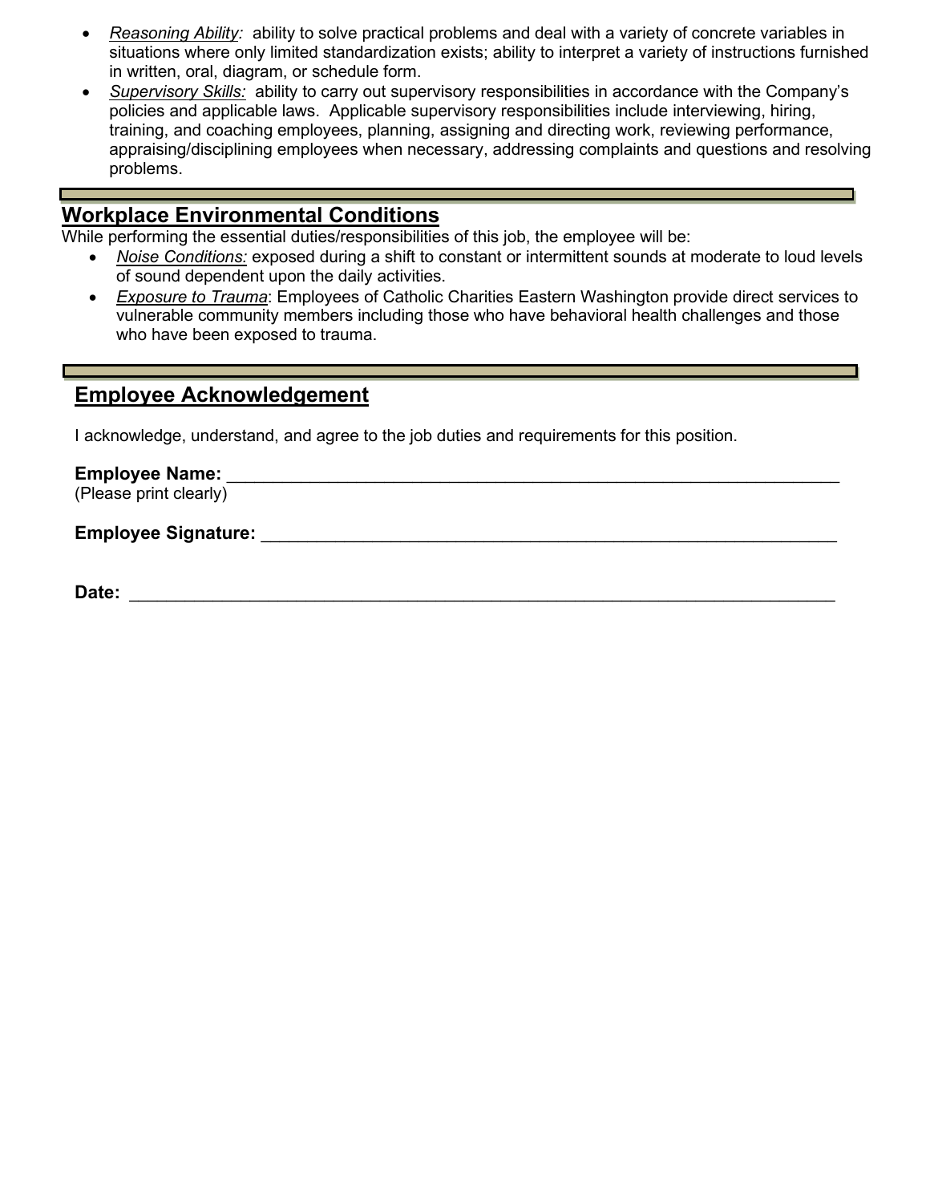- *Reasoning Ability:* ability to solve practical problems and deal with a variety of concrete variables in situations where only limited standardization exists; ability to interpret a variety of instructions furnished in written, oral, diagram, or schedule form.
- *Supervisory Skills:* ability to carry out supervisory responsibilities in accordance with the Company's policies and applicable laws. Applicable supervisory responsibilities include interviewing, hiring, training, and coaching employees, planning, assigning and directing work, reviewing performance, appraising/disciplining employees when necessary, addressing complaints and questions and resolving problems.

## Workplace Environmental Conditions

While performing the essential duties/responsibilities of this job, the employee will be:

- *Noise Conditions:* exposed during a shift to constant or intermittent sounds at moderate to loud levels of sound dependent upon the daily activities.
- *Exposure to Trauma*: Employees of Catholic Charities Eastern Washington provide direct services to vulnerable community members including those who have behavioral health challenges and those who have been exposed to trauma.

## Employee Acknowledgement

I acknowledge, understand, and agree to the job duties and requirements for this position.

**Employee Name:** ____________________________________________________________
(Please print clearly)

**Employee Signature:** _______________________________________________________

**Date:** _________________________________________________________________